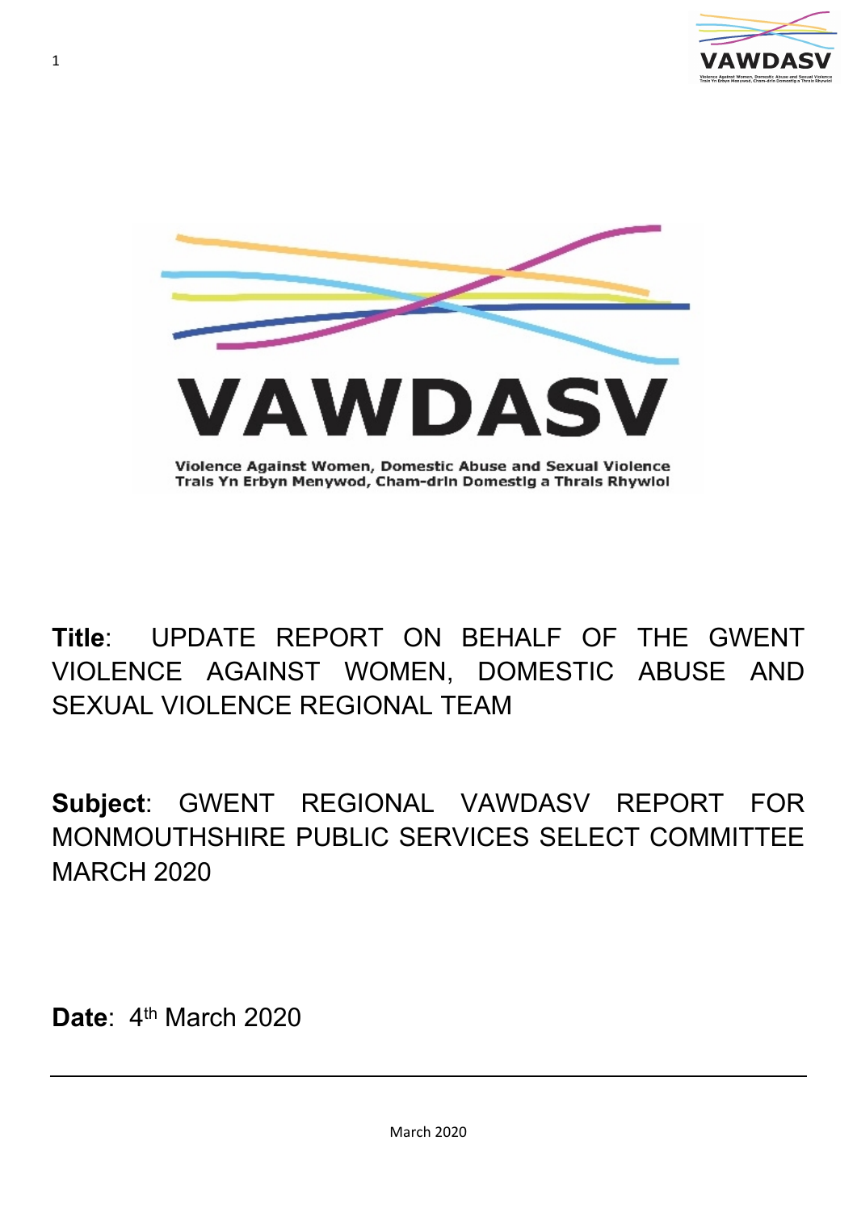VAWDASV

Violence Against Women, Domestic Abuse and Sexual Violence
Trais Yn Erbyn Menywod, Cham-drin Domestig a Thrais Rhywiol

**Title**: UPDATE REPORT ON BEHALF OF THE GWENT VIOLENCE AGAINST WOMEN, DOMESTIC ABUSE AND SEXUAL VIOLENCE REGIONAL TEAM

**Subject**: GWENT REGIONAL VAWDASV REPORT FOR MONMOUTHSHIRE PUBLIC SERVICES SELECT COMMITTEE MARCH 2020

**Date**: 4th March 2020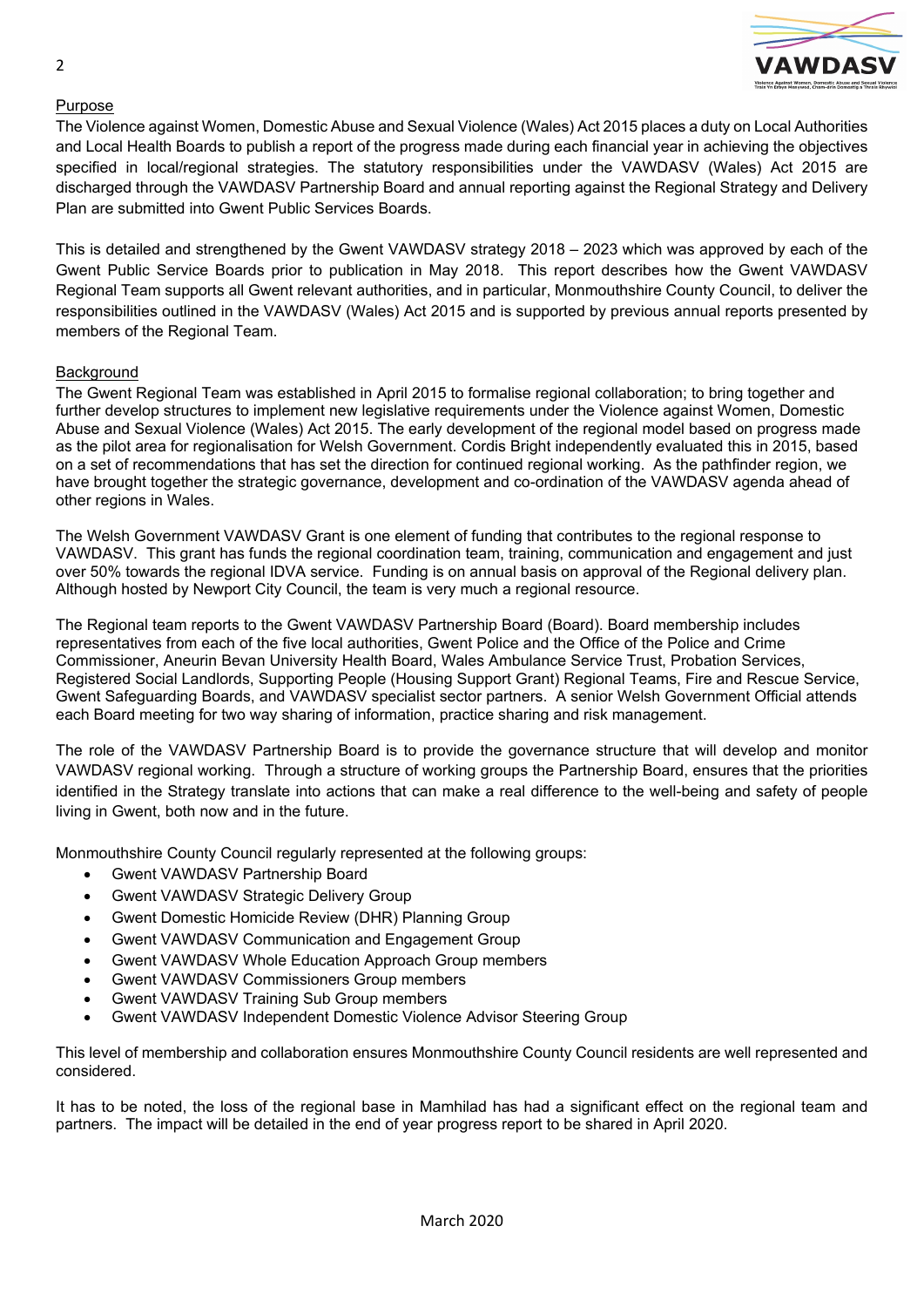## Purpose

The Violence against Women, Domestic Abuse and Sexual Violence (Wales) Act 2015 places a duty on Local Authorities and Local Health Boards to publish a report of the progress made during each financial year in achieving the objectives specified in local/regional strategies. The statutory responsibilities under the VAWDASV (Wales) Act 2015 are discharged through the VAWDASV Partnership Board and annual reporting against the Regional Strategy and Delivery Plan are submitted into Gwent Public Services Boards.

This is detailed and strengthened by the Gwent VAWDASV strategy 2018 – 2023 which was approved by each of the Gwent Public Service Boards prior to publication in May 2018. This report describes how the Gwent VAWDASV Regional Team supports all Gwent relevant authorities, and in particular, Monmouthshire County Council, to deliver the responsibilities outlined in the VAWDASV (Wales) Act 2015 and is supported by previous annual reports presented by members of the Regional Team.

## Background

The Gwent Regional Team was established in April 2015 to formalise regional collaboration; to bring together and further develop structures to implement new legislative requirements under the Violence against Women, Domestic Abuse and Sexual Violence (Wales) Act 2015. The early development of the regional model based on progress made as the pilot area for regionalisation for Welsh Government. Cordis Bright independently evaluated this in 2015, based on a set of recommendations that has set the direction for continued regional working. As the pathfinder region, we have brought together the strategic governance, development and co-ordination of the VAWDASV agenda ahead of other regions in Wales.

The Welsh Government VAWDASV Grant is one element of funding that contributes to the regional response to VAWDASV. This grant has funds the regional coordination team, training, communication and engagement and just over 50% towards the regional IDVA service. Funding is on annual basis on approval of the Regional delivery plan. Although hosted by Newport City Council, the team is very much a regional resource.

The Regional team reports to the Gwent VAWDASV Partnership Board (Board). Board membership includes representatives from each of the five local authorities, Gwent Police and the Office of the Police and Crime Commissioner, Aneurin Bevan University Health Board, Wales Ambulance Service Trust, Probation Services, Registered Social Landlords, Supporting People (Housing Support Grant) Regional Teams, Fire and Rescue Service, Gwent Safeguarding Boards, and VAWDASV specialist sector partners. A senior Welsh Government Official attends each Board meeting for two way sharing of information, practice sharing and risk management.

The role of the VAWDASV Partnership Board is to provide the governance structure that will develop and monitor VAWDASV regional working. Through a structure of working groups the Partnership Board, ensures that the priorities identified in the Strategy translate into actions that can make a real difference to the well-being and safety of people living in Gwent, both now and in the future.

Monmouthshire County Council regularly represented at the following groups:

- Gwent VAWDASV Partnership Board
- Gwent VAWDASV Strategic Delivery Group
- Gwent Domestic Homicide Review (DHR) Planning Group
- Gwent VAWDASV Communication and Engagement Group
- Gwent VAWDASV Whole Education Approach Group members
- Gwent VAWDASV Commissioners Group members
- Gwent VAWDASV Training Sub Group members
- Gwent VAWDASV Independent Domestic Violence Advisor Steering Group

This level of membership and collaboration ensures Monmouthshire County Council residents are well represented and considered.

It has to be noted, the loss of the regional base in Mamhilad has had a significant effect on the regional team and partners. The impact will be detailed in the end of year progress report to be shared in April 2020.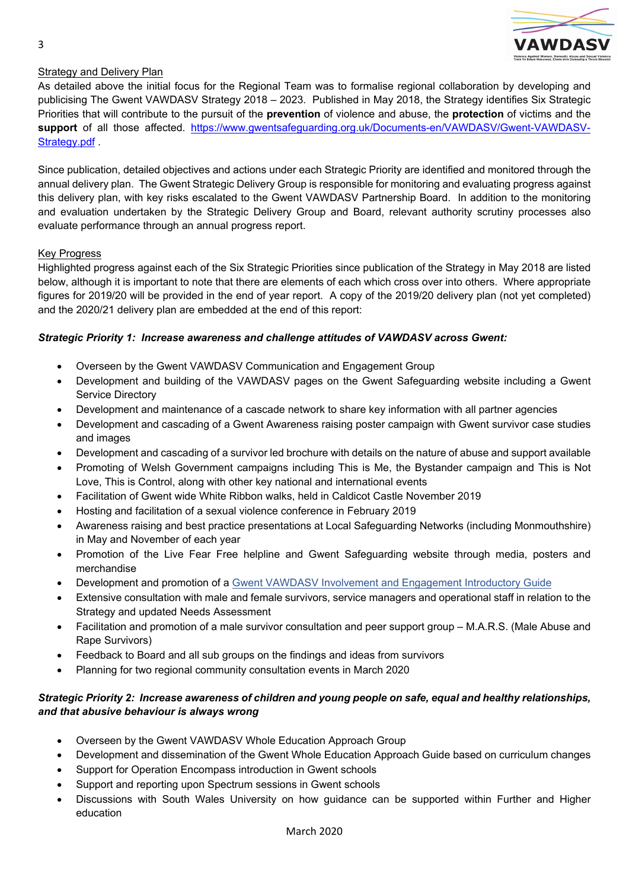Strategy and Delivery Plan

As detailed above the initial focus for the Regional Team was to formalise regional collaboration by developing and publicising The Gwent VAWDASV Strategy 2018 – 2023. Published in May 2018, the Strategy identifies Six Strategic Priorities that will contribute to the pursuit of the **prevention** of violence and abuse, the **protection** of victims and the **support** of all those affected. https://www.gwentsafeguarding.org.uk/Documents-en/VAWDASV/Gwent-VAWDASV-Strategy.pdf .

Since publication, detailed objectives and actions under each Strategic Priority are identified and monitored through the annual delivery plan. The Gwent Strategic Delivery Group is responsible for monitoring and evaluating progress against this delivery plan, with key risks escalated to the Gwent VAWDASV Partnership Board. In addition to the monitoring and evaluation undertaken by the Strategic Delivery Group and Board, relevant authority scrutiny processes also evaluate performance through an annual progress report.

Key Progress

Highlighted progress against each of the Six Strategic Priorities since publication of the Strategy in May 2018 are listed below, although it is important to note that there are elements of each which cross over into others. Where appropriate figures for 2019/20 will be provided in the end of year report. A copy of the 2019/20 delivery plan (not yet completed) and the 2020/21 delivery plan are embedded at the end of this report:

***Strategic Priority 1: Increase awareness and challenge attitudes of VAWDASV across Gwent:***

- Overseen by the Gwent VAWDASV Communication and Engagement Group
- Development and building of the VAWDASV pages on the Gwent Safeguarding website including a Gwent Service Directory
- Development and maintenance of a cascade network to share key information with all partner agencies
- Development and cascading of a Gwent Awareness raising poster campaign with Gwent survivor case studies and images
- Development and cascading of a survivor led brochure with details on the nature of abuse and support available
- Promoting of Welsh Government campaigns including This is Me, the Bystander campaign and This is Not Love, This is Control, along with other key national and international events
- Facilitation of Gwent wide White Ribbon walks, held in Caldicot Castle November 2019
- Hosting and facilitation of a sexual violence conference in February 2019
- Awareness raising and best practice presentations at Local Safeguarding Networks (including Monmouthshire) in May and November of each year
- Promotion of the Live Fear Free helpline and Gwent Safeguarding website through media, posters and merchandise
- Development and promotion of a Gwent VAWDASV Involvement and Engagement Introductory Guide
- Extensive consultation with male and female survivors, service managers and operational staff in relation to the Strategy and updated Needs Assessment
- Facilitation and promotion of a male survivor consultation and peer support group – M.A.R.S. (Male Abuse and Rape Survivors)
- Feedback to Board and all sub groups on the findings and ideas from survivors
- Planning for two regional community consultation events in March 2020

***Strategic Priority 2: Increase awareness of children and young people on safe, equal and healthy relationships, and that abusive behaviour is always wrong***

- Overseen by the Gwent VAWDASV Whole Education Approach Group
- Development and dissemination of the Gwent Whole Education Approach Guide based on curriculum changes
- Support for Operation Encompass introduction in Gwent schools
- Support and reporting upon Spectrum sessions in Gwent schools
- Discussions with South Wales University on how guidance can be supported within Further and Higher education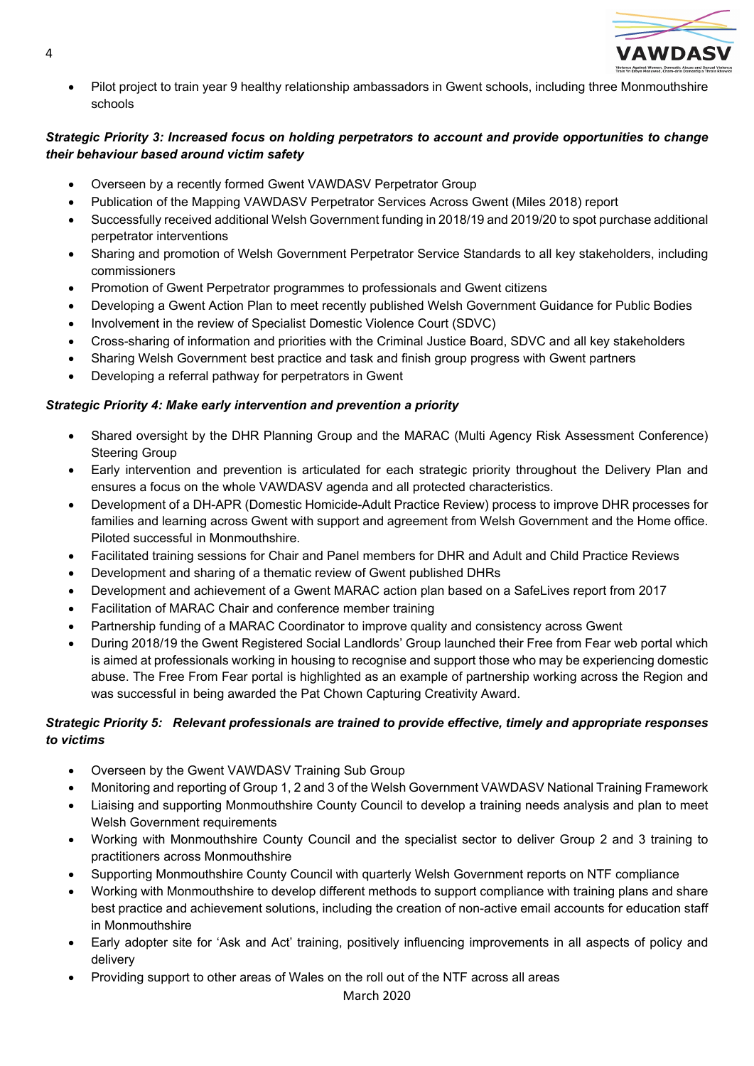- Pilot project to train year 9 healthy relationship ambassadors in Gwent schools, including three Monmouthshire schools

***Strategic Priority 3: Increased focus on holding perpetrators to account and provide opportunities to change their behaviour based around victim safety***

- Overseen by a recently formed Gwent VAWDASV Perpetrator Group
- Publication of the Mapping VAWDASV Perpetrator Services Across Gwent (Miles 2018) report
- Successfully received additional Welsh Government funding in 2018/19 and 2019/20 to spot purchase additional perpetrator interventions
- Sharing and promotion of Welsh Government Perpetrator Service Standards to all key stakeholders, including commissioners
- Promotion of Gwent Perpetrator programmes to professionals and Gwent citizens
- Developing a Gwent Action Plan to meet recently published Welsh Government Guidance for Public Bodies
- Involvement in the review of Specialist Domestic Violence Court (SDVC)
- Cross-sharing of information and priorities with the Criminal Justice Board, SDVC and all key stakeholders
- Sharing Welsh Government best practice and task and finish group progress with Gwent partners
- Developing a referral pathway for perpetrators in Gwent

***Strategic Priority 4: Make early intervention and prevention a priority***

- Shared oversight by the DHR Planning Group and the MARAC (Multi Agency Risk Assessment Conference) Steering Group
- Early intervention and prevention is articulated for each strategic priority throughout the Delivery Plan and ensures a focus on the whole VAWDASV agenda and all protected characteristics.
- Development of a DH-APR (Domestic Homicide-Adult Practice Review) process to improve DHR processes for families and learning across Gwent with support and agreement from Welsh Government and the Home office. Piloted successful in Monmouthshire.
- Facilitated training sessions for Chair and Panel members for DHR and Adult and Child Practice Reviews
- Development and sharing of a thematic review of Gwent published DHRs
- Development and achievement of a Gwent MARAC action plan based on a SafeLives report from 2017
- Facilitation of MARAC Chair and conference member training
- Partnership funding of a MARAC Coordinator to improve quality and consistency across Gwent
- During 2018/19 the Gwent Registered Social Landlords' Group launched their Free from Fear web portal which is aimed at professionals working in housing to recognise and support those who may be experiencing domestic abuse. The Free From Fear portal is highlighted as an example of partnership working across the Region and was successful in being awarded the Pat Chown Capturing Creativity Award.

***Strategic Priority 5: Relevant professionals are trained to provide effective, timely and appropriate responses to victims***

- Overseen by the Gwent VAWDASV Training Sub Group
- Monitoring and reporting of Group 1, 2 and 3 of the Welsh Government VAWDASV National Training Framework
- Liaising and supporting Monmouthshire County Council to develop a training needs analysis and plan to meet Welsh Government requirements
- Working with Monmouthshire County Council and the specialist sector to deliver Group 2 and 3 training to practitioners across Monmouthshire
- Supporting Monmouthshire County Council with quarterly Welsh Government reports on NTF compliance
- Working with Monmouthshire to develop different methods to support compliance with training plans and share best practice and achievement solutions, including the creation of non-active email accounts for education staff in Monmouthshire
- Early adopter site for 'Ask and Act' training, positively influencing improvements in all aspects of policy and delivery
- Providing support to other areas of Wales on the roll out of the NTF across all areas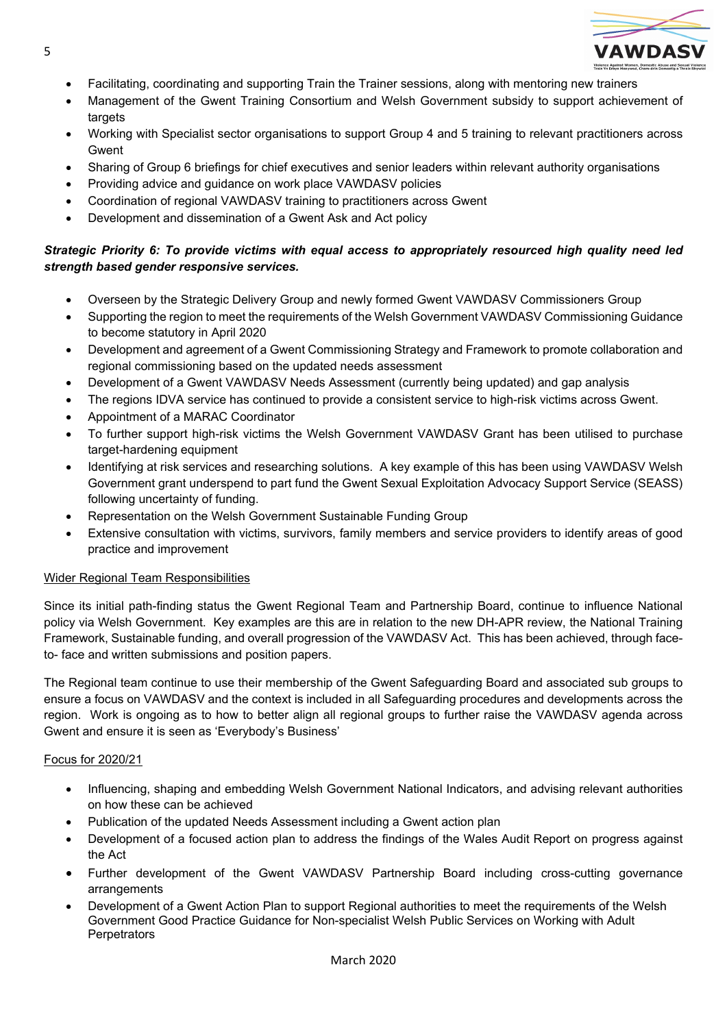- Facilitating, coordinating and supporting Train the Trainer sessions, along with mentoring new trainers
- Management of the Gwent Training Consortium and Welsh Government subsidy to support achievement of targets
- Working with Specialist sector organisations to support Group 4 and 5 training to relevant practitioners across Gwent
- Sharing of Group 6 briefings for chief executives and senior leaders within relevant authority organisations
- Providing advice and guidance on work place VAWDASV policies
- Coordination of regional VAWDASV training to practitioners across Gwent
- Development and dissemination of a Gwent Ask and Act policy

***Strategic Priority 6: To provide victims with equal access to appropriately resourced high quality need led strength based gender responsive services.***

- Overseen by the Strategic Delivery Group and newly formed Gwent VAWDASV Commissioners Group
- Supporting the region to meet the requirements of the Welsh Government VAWDASV Commissioning Guidance to become statutory in April 2020
- Development and agreement of a Gwent Commissioning Strategy and Framework to promote collaboration and regional commissioning based on the updated needs assessment
- Development of a Gwent VAWDASV Needs Assessment (currently being updated) and gap analysis
- The regions IDVA service has continued to provide a consistent service to high-risk victims across Gwent.
- Appointment of a MARAC Coordinator
- To further support high-risk victims the Welsh Government VAWDASV Grant has been utilised to purchase target-hardening equipment
- Identifying at risk services and researching solutions. A key example of this has been using VAWDASV Welsh Government grant underspend to part fund the Gwent Sexual Exploitation Advocacy Support Service (SEASS) following uncertainty of funding.
- Representation on the Welsh Government Sustainable Funding Group
- Extensive consultation with victims, survivors, family members and service providers to identify areas of good practice and improvement

<u>Wider Regional Team Responsibilities</u>

Since its initial path-finding status the Gwent Regional Team and Partnership Board, continue to influence National policy via Welsh Government. Key examples are this are in relation to the new DH-APR review, the National Training Framework, Sustainable funding, and overall progression of the VAWDASV Act. This has been achieved, through face-to- face and written submissions and position papers.

The Regional team continue to use their membership of the Gwent Safeguarding Board and associated sub groups to ensure a focus on VAWDASV and the context is included in all Safeguarding procedures and developments across the region. Work is ongoing as to how to better align all regional groups to further raise the VAWDASV agenda across Gwent and ensure it is seen as 'Everybody's Business'

<u>Focus for 2020/21</u>

- Influencing, shaping and embedding Welsh Government National Indicators, and advising relevant authorities on how these can be achieved
- Publication of the updated Needs Assessment including a Gwent action plan
- Development of a focused action plan to address the findings of the Wales Audit Report on progress against the Act
- Further development of the Gwent VAWDASV Partnership Board including cross-cutting governance arrangements
- Development of a Gwent Action Plan to support Regional authorities to meet the requirements of the Welsh Government Good Practice Guidance for Non-specialist Welsh Public Services on Working with Adult Perpetrators